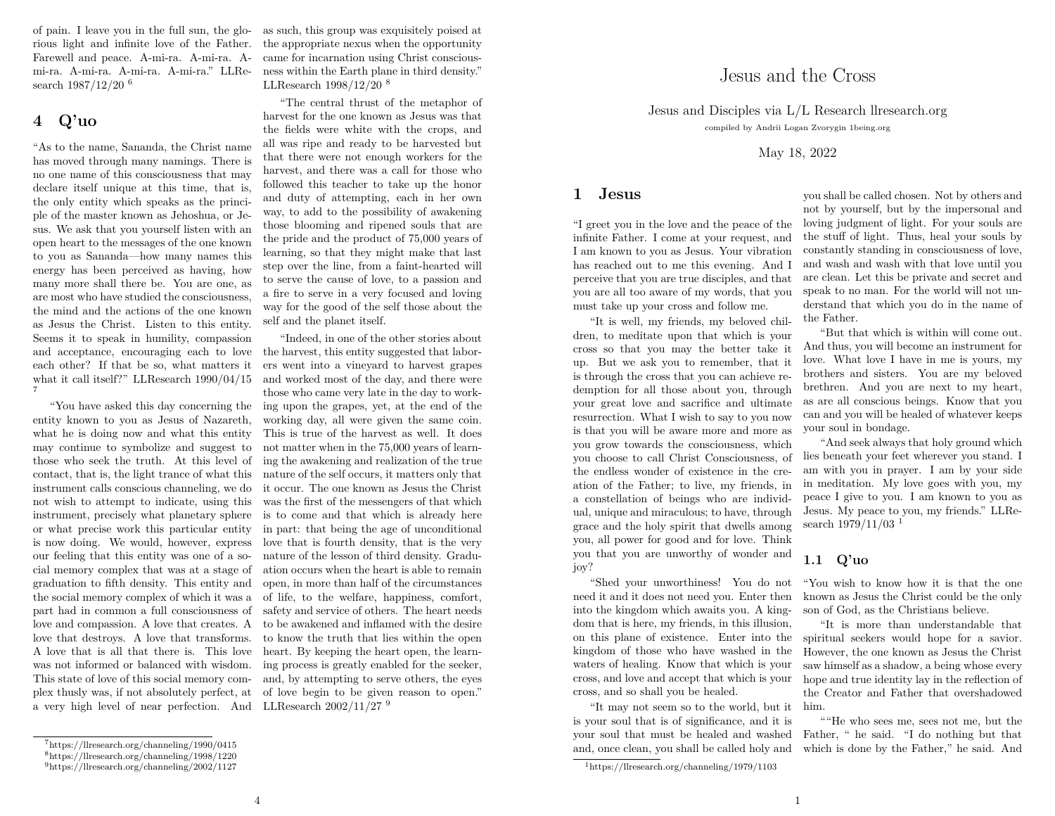of pain. I leave you in the full sun, the glorious light and infinite love of the Father. Farewell and peace. A-mi-ra. A-mi-ra. A-mi-ra. A-mi-ra. A-mi-ra. A-mi-ra." LLResearch 1987/12/20 [6]

## 4 Q'uo

"As to the name, Sananda, the Christ name has moved through many namings. There is no one name of this consciousness that may declare itself unique at this time, that is, the only entity which speaks as the principle of the master known as Jehoshua, or Jesus. We ask that you yourself listen with an open heart to the messages of the one known to you as Sananda—how many names this energy has been perceived as having, how many more shall there be. You are one, as are most who have studied the consciousness, the mind and the actions of the one known as Jesus the Christ. Listen to this entity. Seems it to speak in humility, compassion and acceptance, encouraging each to love each other? If that be so, what matters it what it call itself?" LLResearch 1990/04/15 [7]

"You have asked this day concerning the entity known to you as Jesus of Nazareth, what he is doing now and what this entity may continue to symbolize and suggest to those who seek the truth. At this level of contact, that is, the light trance of what this instrument calls conscious channeling, we do not wish to attempt to indicate, using this instrument, precisely what planetary sphere or what precise work this particular entity is now doing. We would, however, express our feeling that this entity was one of a social memory complex that was at a stage of graduation to fifth density. This entity and the social memory complex of which it was a part had in common a full consciousness of love and compassion. A love that creates. A love that destroys. A love that transforms. A love that is all that there is. This love was not informed or balanced with wisdom. This state of love of this social memory complex thusly was, if not absolutely perfect, at a very high level of near perfection. And as such, this group was exquisitely poised at the appropriate nexus when the opportunity came for incarnation using Christ consciousness within the Earth plane in third density." LLResearch 1998/12/20 [8]

"The central thrust of the metaphor of harvest for the one known as Jesus was that the fields were white with the crops, and all was ripe and ready to be harvested but that there were not enough workers for the harvest, and there was a call for those who followed this teacher to take up the honor and duty of attempting, each in her own way, to add to the possibility of awakening those blooming and ripened souls that are the pride and the product of 75,000 years of learning, so that they might make that last step over the line, from a faint-hearted will to serve the cause of love, to a passion and a fire to serve in a very focused and loving way for the good of the self those about the self and the planet itself.

"Indeed, in one of the other stories about the harvest, this entity suggested that laborers went into a vineyard to harvest grapes and worked most of the day, and there were those who came very late in the day to working upon the grapes, yet, at the end of the working day, all were given the same coin. This is true of the harvest as well. It does not matter when in the 75,000 years of learning the awakening and realization of the true nature of the self occurs, it matters only that it occur. The one known as Jesus the Christ was the first of the messengers of that which is to come and that which is already here in part: that being the age of unconditional love that is fourth density, that is the very nature of the lesson of third density. Graduation occurs when the heart is able to remain open, in more than half of the circumstances of life, to the welfare, happiness, comfort, safety and service of others. The heart needs to be awakened and inflamed with the desire to know the truth that lies within the open heart. By keeping the heart open, the learning process is greatly enabled for the seeker, and, by attempting to serve others, the eyes of love begin to be given reason to open." LLResearch 2002/11/27 [9]

[7] https://llresearch.org/channeling/1990/0415
[8] https://llresearch.org/channeling/1998/1220
[9] https://llresearch.org/channeling/2002/1127

# Jesus and the Cross

Jesus and Disciples via L/L Research llresearch.org

compiled by Andrii Logan Zvorygin 1being.org

May 18, 2022

## 1 Jesus

"I greet you in the love and the peace of the infinite Father. I come at your request, and I am known to you as Jesus. Your vibration has reached out to me this evening. And I perceive that you are true disciples, and that you are all too aware of my words, that you must take up your cross and follow me.

"It is well, my friends, my beloved children, to meditate upon that which is your cross so that you may the better take it up. But we ask you to remember, that it is through the cross that you can achieve redemption for all those about you, through your great love and sacrifice and ultimate resurrection. What I wish to say to you now is that you will be aware more and more as you grow towards the consciousness, which you choose to call Christ Consciousness, of the endless wonder of existence in the creation of the Father; to live, my friends, in a constellation of beings who are individual, unique and miraculous; to have, through grace and the holy spirit that dwells among you, all power for good and for love. Think you that you are unworthy of wonder and joy?

"Shed your unworthiness! You do not need it and it does not need you. Enter then into the kingdom which awaits you. A kingdom that is here, my friends, in this illusion, on this plane of existence. Enter into the kingdom of those who have washed in the waters of healing. Know that which is your cross, and love and accept that which is your cross, and so shall you be healed.

"It may not seem so to the world, but it is your soul that is of significance, and it is your soul that must be healed and washed and, once clean, you shall be called holy and you shall be called chosen. Not by others and not by yourself, but by the impersonal and loving judgment of light. For your souls are the stuff of light. Thus, heal your souls by constantly standing in consciousness of love, and wash and wash with that love until you are clean. Let this be private and secret and speak to no man. For the world will not understand that which you do in the name of the Father.

"But that which is within will come out. And thus, you will become an instrument for love. What love I have in me is yours, my brothers and sisters. You are my beloved brethren. And you are next to my heart, as are all conscious beings. Know that you can and you will be healed of whatever keeps your soul in bondage.

"And seek always that holy ground which lies beneath your feet wherever you stand. I am with you in prayer. I am by your side in meditation. My love goes with you, my peace I give to you. I am known to you as Jesus. My peace to you, my friends." LLResearch 1979/11/03 [1]

### 1.1 Q'uo

"You wish to know how it is that the one known as Jesus the Christ could be the only son of God, as the Christians believe.

"It is more than understandable that spiritual seekers would hope for a savior. However, the one known as Jesus the Christ saw himself as a shadow, a being whose every hope and true identity lay in the reflection of the Creator and Father that overshadowed him.

""He who sees me, sees not me, but the Father, " he said. "I do nothing but that which is done by the Father," he said. And

[1] https://llresearch.org/channeling/1979/1103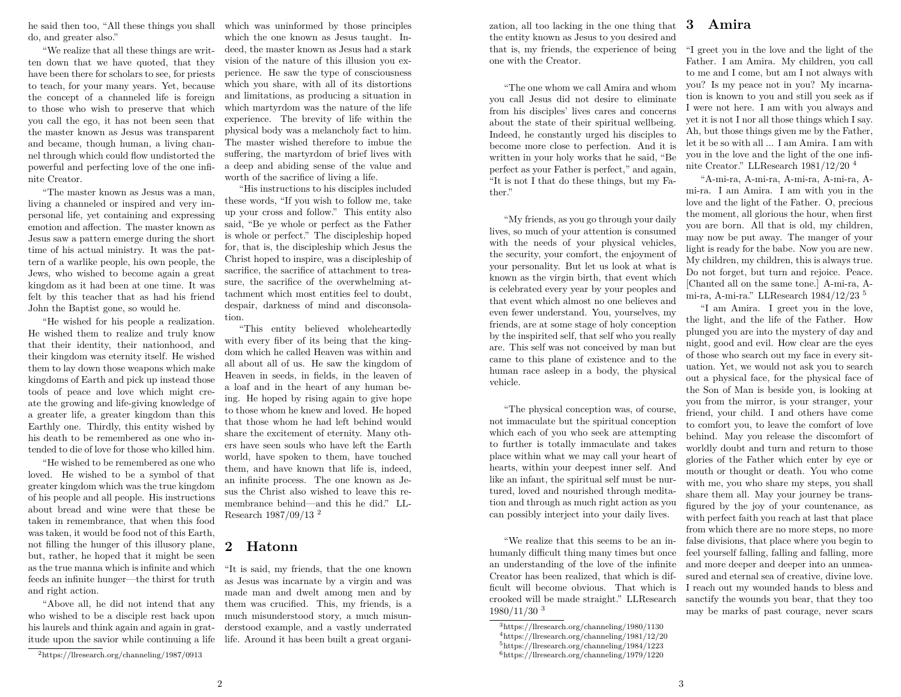he said then too, "All these things you shall do, and greater also."

"We realize that all these things are written down that we have quoted, that they have been there for scholars to see, for priests to teach, for your many years. Yet, because the concept of a channeled life is foreign to those who wish to preserve that which you call the ego, it has not been seen that the master known as Jesus was transparent and became, though human, a living channel through which could flow undistorted the powerful and perfecting love of the one infinite Creator.

"The master known as Jesus was a man, living a channeled or inspired and very impersonal life, yet containing and expressing emotion and affection. The master known as Jesus saw a pattern emerge during the short time of his actual ministry. It was the pattern of a warlike people, his own people, the Jews, who wished to become again a great kingdom as it had been at one time. It was felt by this teacher that as had his friend John the Baptist gone, so would he.

"He wished for his people a realization. He wished them to realize and truly know that their identity, their nationhood, and their kingdom was eternity itself. He wished them to lay down those weapons which make kingdoms of Earth and pick up instead those tools of peace and love which might create the growing and life-giving knowledge of a greater life, a greater kingdom than this Earthly one. Thirdly, this entity wished by his death to be remembered as one who intended to die of love for those who killed him.

"He wished to be remembered as one who loved. He wished to be a symbol of that greater kingdom which was the true kingdom of his people and all people. His instructions about bread and wine were that these be taken in remembrance, that when this food was taken, it would be food not of this Earth, not filling the hunger of this illusory plane, but, rather, he hoped that it might be seen as the true manna which is infinite and which feeds an infinite hunger—the thirst for truth and right action.

"Above all, he did not intend that any who wished to be a disciple rest back upon his laurels and think again and again in gratitude upon the savior while continuing a life which was uninformed by those principles which the one known as Jesus taught. Indeed, the master known as Jesus had a stark vision of the nature of this illusion you experience. He saw the type of consciousness which you share, with all of its distortions and limitations, as producing a situation in which martyrdom was the nature of the life experience. The brevity of life within the physical body was a melancholy fact to him. The master wished therefore to imbue the suffering, the martyrdom of brief lives with a deep and abiding sense of the value and worth of the sacrifice of living a life.

"His instructions to his disciples included these words, "If you wish to follow me, take up your cross and follow." This entity also said, "Be ye whole or perfect as the Father is whole or perfect." The discipleship hoped for, that is, the discipleship which Jesus the Christ hoped to inspire, was a discipleship of sacrifice, the sacrifice of attachment to treasure, the sacrifice of the overwhelming attachment which most entities feel to doubt, despair, darkness of mind and disconsolation.

"This entity believed wholeheartedly with every fiber of its being that the kingdom which he called Heaven was within and all about all of us. He saw the kingdom of Heaven in seeds, in fields, in the leaven of a loaf and in the heart of any human being. He hoped by rising again to give hope to those whom he knew and loved. He hoped that those whom he had left behind would share the excitement of eternity. Many others have seen souls who have left the Earth world, have spoken to them, have touched them, and have known that life is, indeed, an infinite process. The one known as Jesus the Christ also wished to leave this remembrance behind—and this he did." LLResearch 1987/09/13 [2]

[2] https://llresearch.org/channeling/1987/0913

## 2 Hatonn

"It is said, my friends, that the one known as Jesus was incarnate by a virgin and was made man and dwelt among men and by them was crucified. This, my friends, is a much misunderstood story, a much misunderstood example, and a vastly underrated life. Around it has been built a great organization, all too lacking in the one thing that the entity known as Jesus to you desired and that is, my friends, the experience of being one with the Creator.

"The one whom we call Amira and whom you call Jesus did not desire to eliminate from his disciples' lives cares and concerns about the state of their spiritual wellbeing. Indeed, he constantly urged his disciples to become more close to perfection. And it is written in your holy works that he said, "Be perfect as your Father is perfect," and again, "It is not I that do these things, but my Father."

"My friends, as you go through your daily lives, so much of your attention is consumed with the needs of your physical vehicles, the security, your comfort, the enjoyment of your personality. But let us look at what is known as the virgin birth, that event which is celebrated every year by your peoples and that event which almost no one believes and even fewer understand. You, yourselves, my friends, are at some stage of holy conception by the inspirited self, that self who you really are. This self was not conceived by man but came to this plane of existence and to the human race asleep in a body, the physical vehicle.

"The physical conception was, of course, not immaculate but the spiritual conception which each of you who seek are attempting to further is totally immaculate and takes place within what we may call your heart of hearts, within your deepest inner self. And like an infant, the spiritual self must be nurtured, loved and nourished through meditation and through as much right action as you can possibly interject into your daily lives.

"We realize that this seems to be an inhumanly difficult thing many times but once an understanding of the love of the infinite Creator has been realized, that which is difficult will become obvious. That which is crooked will be made straight." LLResearch 1980/11/30 [3]

## 3 Amira

"I greet you in the love and the light of the Father. I am Amira. My children, you call to me and I come, but am I not always with you? Is my peace not in you? My incarnation is known to you and still you seek as if I were not here. I am with you always and yet it is not I nor all those things which I say. Ah, but those things given me by the Father, let it be so with all ... I am Amira. I am with you in the love and the light of the one infinite Creator." LLResearch 1981/12/20 [4]

"A-mi-ra, A-mi-ra, A-mi-ra, A-mi-ra, A-mi-ra. I am Amira. I am with you in the love and the light of the Father. O, precious the moment, all glorious the hour, when first you are born. All that is old, my children, may now be put away. The manger of your light is ready for the babe. Now you are new. My children, my children, this is always true. Do not forget, but turn and rejoice. Peace. [Chanted all on the same tone.] A-mi-ra, A-mi-ra, A-mi-ra." LLResearch 1984/12/23 [5]

"I am Amira. I greet you in the love, the light, and the life of the Father. How plunged you are into the mystery of day and night, good and evil. How clear are the eyes of those who search out my face in every situation. Yet, we would not ask you to search out a physical face, for the physical face of the Son of Man is beside you, is looking at you from the mirror, is your stranger, your friend, your child. I and others have come to comfort you, to leave the comfort of love behind. May you release the discomfort of worldly doubt and turn and return to those glories of the Father which enter by eye or mouth or thought or death. You who come with me, you who share my steps, you shall share them all. May your journey be transfigured by the joy of your countenance, as with perfect faith you reach at last that place from which there are no more steps, no more false divisions, that place where you begin to feel yourself falling, falling and falling, more and more deeper and deeper into an unmeasured and eternal sea of creative, divine love. I reach out my wounded hands to bless and sanctify the wounds you bear, that they too may be marks of past courage, never scars

[3] https://llresearch.org/channeling/1980/1130

[4] https://llresearch.org/channeling/1981/12/20

[5] https://llresearch.org/channeling/1984/1223

[6] https://llresearch.org/channeling/1979/1220